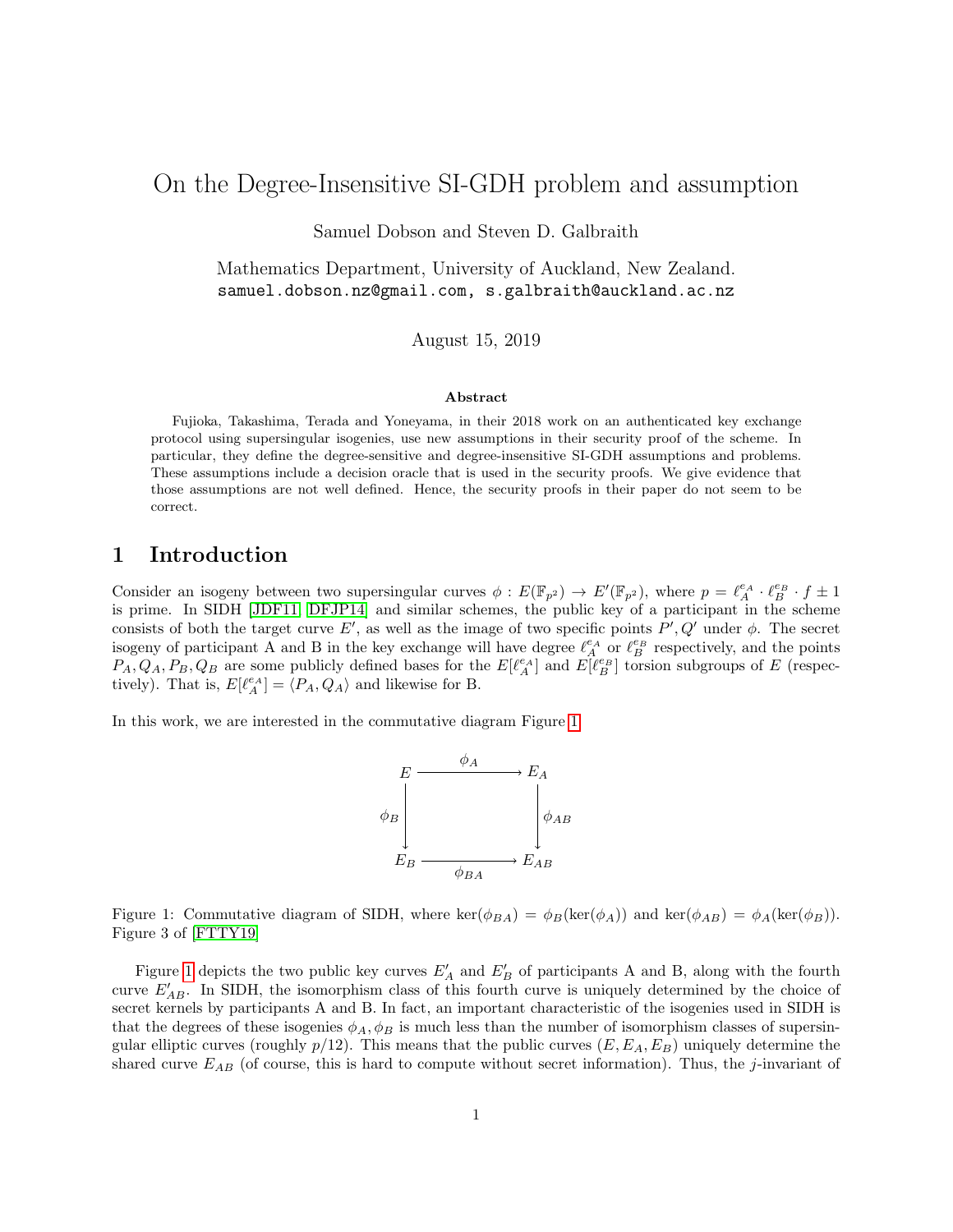# On the Degree-Insensitive SI-GDH problem and assumption

Samuel Dobson and Steven D. Galbraith

Mathematics Department, University of Auckland, New Zealand.
samuel.dobson.nz@gmail.com, s.galbraith@auckland.ac.nz

August 15, 2019

### Abstract

Fujioka, Takashima, Terada and Yoneyama, in their 2018 work on an authenticated key exchange protocol using supersingular isogenies, use new assumptions in their security proof of the scheme. In particular, they define the degree-sensitive and degree-insensitive SI-GDH assumptions and problems. These assumptions include a decision oracle that is used in the security proofs. We give evidence that those assumptions are not well defined. Hence, the security proofs in their paper do not seem to be correct.

## 1 Introduction

Consider an isogeny between two supersingular curves $\phi : E(\mathbb{F}_{p^2}) \to E'(\mathbb{F}_{p^2})$, where $p = \ell_A^{e_A} \cdot \ell_B^{e_B} \cdot f \pm 1$ is prime. In SIDH [JDF11, DFJP14] and similar schemes, the public key of a participant in the scheme consists of both the target curve $E'$, as well as the image of two specific points $P', Q'$ under $\phi$. The secret isogeny of participant A and B in the key exchange will have degree $\ell_A^{e_A}$ or $\ell_B^{e_B}$ respectively, and the points $P_A, Q_A, P_B, Q_B$ are some publicly defined bases for the $E[\ell_A^{e_A}]$ and $E[\ell_B^{e_B}]$ torsion subgroups of $E$ (respectively). That is, $E[\ell_A^{e_A}] = \langle P_A, Q_A \rangle$ and likewise for B.

In this work, we are interested in the commutative diagram Figure 1.

$$\begin{array}{ccc} E & \xrightarrow{\phi_A} & E_A \\ \downarrow{\scriptstyle \phi_B} & & \downarrow{\scriptstyle \phi_{AB}} \\ E_B & \xrightarrow[\phi_{BA}]{} & E_{AB} \end{array}$$

Figure 1: Commutative diagram of SIDH, where $\ker(\phi_{BA}) = \phi_B(\ker(\phi_A))$ and $\ker(\phi_{AB}) = \phi_A(\ker(\phi_B))$. Figure 3 of [FTTY19]

Figure 1 depicts the two public key curves $E'_A$ and $E'_B$ of participants A and B, along with the fourth curve $E'_{AB}$. In SIDH, the isomorphism class of this fourth curve is uniquely determined by the choice of secret kernels by participants A and B. In fact, an important characteristic of the isogenies used in SIDH is that the degrees of these isogenies $\phi_A, \phi_B$ is much less than the number of isomorphism classes of supersingular elliptic curves (roughly $p/12$). This means that the public curves $(E, E_A, E_B)$ uniquely determine the shared curve $E_{AB}$ (of course, this is hard to compute without secret information). Thus, the $j$-invariant of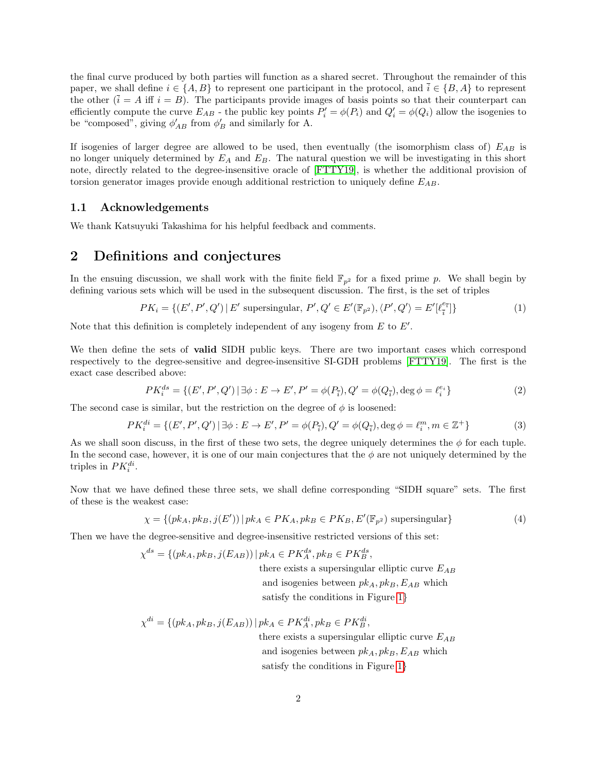the final curve produced by both parties will function as a shared secret. Throughout the remainder of this paper, we shall define $i \in \{A, B\}$ to represent one participant in the protocol, and $\bar{i} \in \{B, A\}$ to represent the other ($\bar{i} = A$ iff $i = B$). The participants provide images of basis points so that their counterpart can efficiently compute the curve $E_{AB}$ - the public key points $P_i' = \phi(P_i)$ and $Q_i' = \phi(Q_i)$ allow the isogenies to be "composed", giving $\phi'_{AB}$ from $\phi'_B$ and similarly for A.

If isogenies of larger degree are allowed to be used, then eventually (the isomorphism class of) $E_{AB}$ is no longer uniquely determined by $E_A$ and $E_B$. The natural question we will be investigating in this short note, directly related to the degree-insensitive oracle of [FTTY19], is whether the additional provision of torsion generator images provide enough additional restriction to uniquely define $E_{AB}$.

### 1.1 Acknowledgements

We thank Katsuyuki Takashima for his helpful feedback and comments.

## 2 Definitions and conjectures

In the ensuing discussion, we shall work with the finite field $\mathbb{F}_{p^2}$ for a fixed prime $p$. We shall begin by defining various sets which will be used in the subsequent discussion. The first, is the set of triples

$$PK_i = \{(E', P', Q') \,|\, E' \text{ supersingular}, P', Q' \in E'(\mathbb{F}_{p^2}), \langle P', Q' \rangle = E'[\ell_{\bar{i}}^{e_{\bar{i}}}]\} \tag{1}$$

Note that this definition is completely independent of any isogeny from $E$ to $E'$.

We then define the sets of **valid** SIDH public keys. There are two important cases which correspond respectively to the degree-sensitive and degree-insensitive SI-GDH problems [FTTY19]. The first is the exact case described above:

$$PK_i^{ds} = \{(E', P', Q') \,|\, \exists \phi : E \to E', P' = \phi(P_{\bar{i}}), Q' = \phi(Q_{\bar{i}}), \deg \phi = \ell_i^{e_i}\} \tag{2}$$

The second case is similar, but the restriction on the degree of $\phi$ is loosened:

$$PK_i^{di} = \{(E', P', Q') \,|\, \exists \phi : E \to E', P' = \phi(P_{\bar{i}}), Q' = \phi(Q_{\bar{i}}), \deg \phi = \ell_i^m, m \in \mathbb{Z}^+\} \tag{3}$$

As we shall soon discuss, in the first of these two sets, the degree uniquely determines the $\phi$ for each tuple. In the second case, however, it is one of our main conjectures that the $\phi$ are not uniquely determined by the triples in $PK_i^{di}$.

Now that we have defined these three sets, we shall define corresponding "SIDH square" sets. The first of these is the weakest case:

$$\chi = \{(pk_A, pk_B, j(E')) \,|\, pk_A \in PK_A, pk_B \in PK_B, E'(\mathbb{F}_{p^2}) \text{ supersingular}\} \tag{4}$$

Then we have the degree-sensitive and degree-insensitive restricted versions of this set:

$$\chi^{ds} = \{(pk_A, pk_B, j(E_{AB})) \,|\, pk_A \in PK_A^{ds}, pk_B \in PK_B^{ds}, \text{ there exists a supersingular elliptic curve } E_{AB} \text{ and isogenies between } pk_A, pk_B, E_{AB} \text{ which satisfy the conditions in Figure 1}\}$$

$$\chi^{di} = \{(pk_A, pk_B, j(E_{AB})) \,|\, pk_A \in PK_A^{di}, pk_B \in PK_B^{di}, \text{ there exists a supersingular elliptic curve } E_{AB} \text{ and isogenies between } pk_A, pk_B, E_{AB} \text{ which satisfy the conditions in Figure 1}\}$$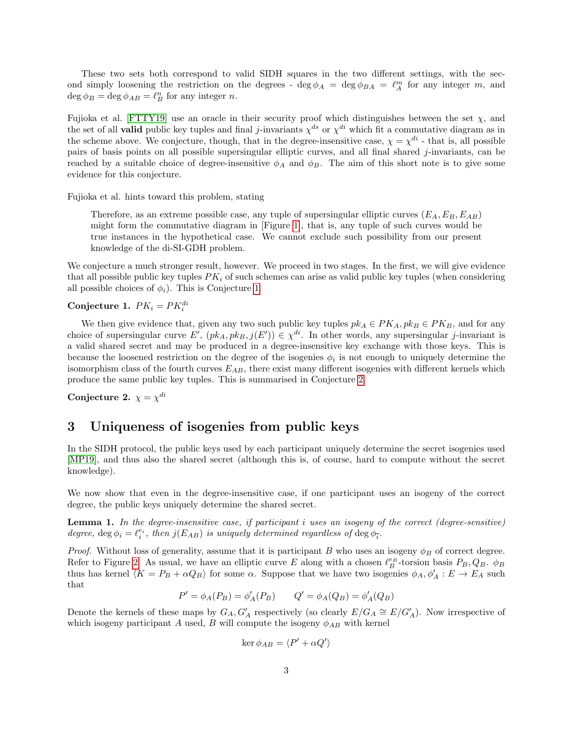These two sets both correspond to valid SIDH squares in the two different settings, with the second simply loosening the restriction on the degrees - $\deg \phi_A = \deg \phi_{BA} = \ell_A^m$ for any integer $m$, and $\deg \phi_B = \deg \phi_{AB} = \ell_B^n$ for any integer $n$.

Fujioka et al. [FTTY19] use an oracle in their security proof which distinguishes between the set $\chi$, and the set of all **valid** public key tuples and final $j$-invariants $\chi^{ds}$ or $\chi^{di}$ which fit a commutative diagram as in the scheme above. We conjecture, though, that in the degree-insensitive case, $\chi = \chi^{di}$ - that is, all possible pairs of basis points on all possible supersingular elliptic curves, and all final shared $j$-invariants, can be reached by a suitable choice of degree-insensitive $\phi_A$ and $\phi_B$. The aim of this short note is to give some evidence for this conjecture.

Fujioka et al. hints toward this problem, stating

> Therefore, as an extreme possible case, any tuple of supersingular elliptic curves $(E_A, E_B, E_{AB})$ might form the commutative diagram in [Figure 1], that is, any tuple of such curves would be true instances in the hypothetical case. We cannot exclude such possibility from our present knowledge of the di-SI-GDH problem.

We conjecture a much stronger result, however. We proceed in two stages. In the first, we will give evidence that all possible public key tuples $PK_i$ of such schemes can arise as valid public key tuples (when considering all possible choices of $\phi_i$). This is Conjecture 1.

**Conjecture 1.** $PK_i = PK_i^{di}$

We then give evidence that, given any two such public key tuples $pk_A \in PK_A, pk_B \in PK_B$, and for any choice of supersingular curve $E'$, $(pk_A, pk_B, j(E')) \in \chi^{di}$. In other words, any supersingular $j$-invariant is a valid shared secret and may be produced in a degree-insensitive key exchange with those keys. This is because the loosened restriction on the degree of the isogenies $\phi_i$ is not enough to uniquely determine the isomorphism class of the fourth curves $E_{AB}$, there exist many different isogenies with different kernels which produce the same public key tuples. This is summarised in Conjecture 2.

**Conjecture 2.** $\chi = \chi^{di}$

# 3 Uniqueness of isogenies from public keys

In the SIDH protocol, the public keys used by each participant uniquely determine the secret isogenies used [MP19], and thus also the shared secret (although this is, of course, hard to compute without the secret knowledge).

We now show that even in the degree-insensitive case, if one participant uses an isogeny of the correct degree, the public keys uniquely determine the shared secret.

**Lemma 1.** *In the degree-insensitive case, if participant $i$ uses an isogeny of the correct (degree-sensitive) degree, $\deg \phi_i = \ell_i^{e_i}$, then $j(E_{AB})$ is uniquely determined regardless of $\deg \phi_{\bar{i}}$.*

*Proof.* Without loss of generality, assume that it is participant $B$ who uses an isogeny $\phi_B$ of correct degree. Refer to Figure 2. As usual, we have an elliptic curve $E$ along with a chosen $\ell_B^{e_B}$-torsion basis $P_B, Q_B$. $\phi_B$ thus has kernel $\langle K = P_B + \alpha Q_B \rangle$ for some $\alpha$. Suppose that we have two isogenies $\phi_A, \phi'_A : E \to E_A$ such that

$$P' = \phi_A(P_B) = \phi'_A(P_B) \qquad Q' = \phi_A(Q_B) = \phi'_A(Q_B)$$

Denote the kernels of these maps by $G_A, G'_A$ respectively (so clearly $E/G_A \cong E/G'_A$). Now irrespective of which isogeny participant $A$ used, $B$ will compute the isogeny $\phi_{AB}$ with kernel

$$\ker \phi_{AB} = \langle P' + \alpha Q' \rangle$$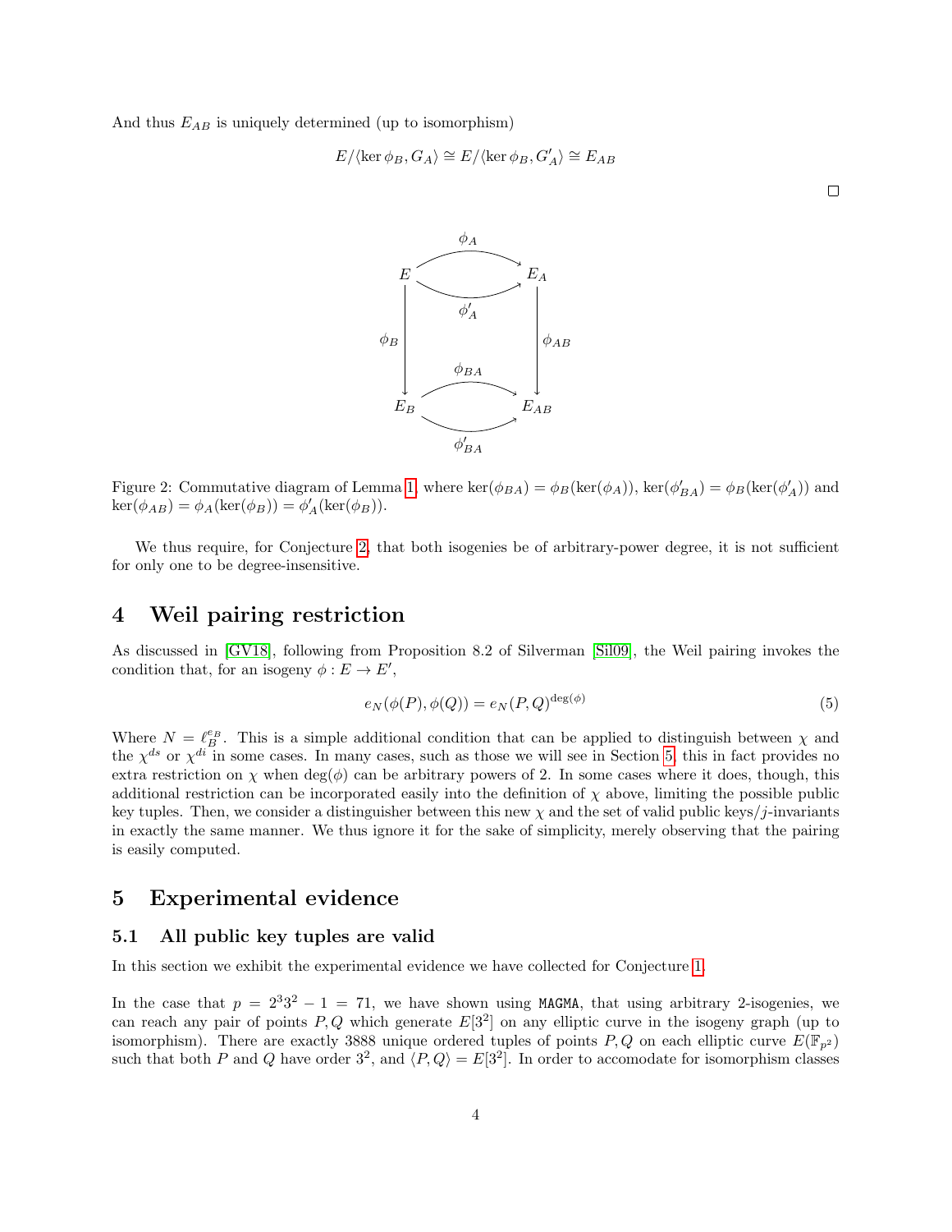And thus $E_{AB}$ is uniquely determined (up to isomorphism)

$$E/\langle \ker \phi_B, G_A \rangle \cong E/\langle \ker \phi_B, G'_A \rangle \cong E_{AB}$$

□

Figure 2: Commutative diagram of Lemma 1, where $\ker(\phi_{BA}) = \phi_B(\ker(\phi_A))$, $\ker(\phi'_{BA}) = \phi_B(\ker(\phi'_A))$ and $\ker(\phi_{AB}) = \phi_A(\ker(\phi_B)) = \phi'_A(\ker(\phi_B))$.

We thus require, for Conjecture 2, that both isogenies be of arbitrary-power degree, it is not sufficient for only one to be degree-insensitive.

# 4 Weil pairing restriction

As discussed in [GV18], following from Proposition 8.2 of Silverman [Sil09], the Weil pairing invokes the condition that, for an isogeny $\phi : E \to E'$,

$$e_N(\phi(P), \phi(Q)) = e_N(P, Q)^{\deg(\phi)} \tag{5}$$

Where $N = \ell_B^{e_B}$. This is a simple additional condition that can be applied to distinguish between $\chi$ and the $\chi^{ds}$ or $\chi^{di}$ in some cases. In many cases, such as those we will see in Section 5, this in fact provides no extra restriction on $\chi$ when $\deg(\phi)$ can be arbitrary powers of 2. In some cases where it does, though, this additional restriction can be incorporated easily into the definition of $\chi$ above, limiting the possible public key tuples. Then, we consider a distinguisher between this new $\chi$ and the set of valid public keys/$j$-invariants in exactly the same manner. We thus ignore it for the sake of simplicity, merely observing that the pairing is easily computed.

# 5 Experimental evidence

## 5.1 All public key tuples are valid

In this section we exhibit the experimental evidence we have collected for Conjecture 1.

In the case that $p = 2^3 3^2 - 1 = 71$, we have shown using MAGMA, that using arbitrary 2-isogenies, we can reach any pair of points $P, Q$ which generate $E[3^2]$ on any elliptic curve in the isogeny graph (up to isomorphism). There are exactly 3888 unique ordered tuples of points $P, Q$ on each elliptic curve $E(\mathbb{F}_{p^2})$ such that both $P$ and $Q$ have order $3^2$, and $\langle P, Q \rangle = E[3^2]$. In order to accomodate for isomorphism classes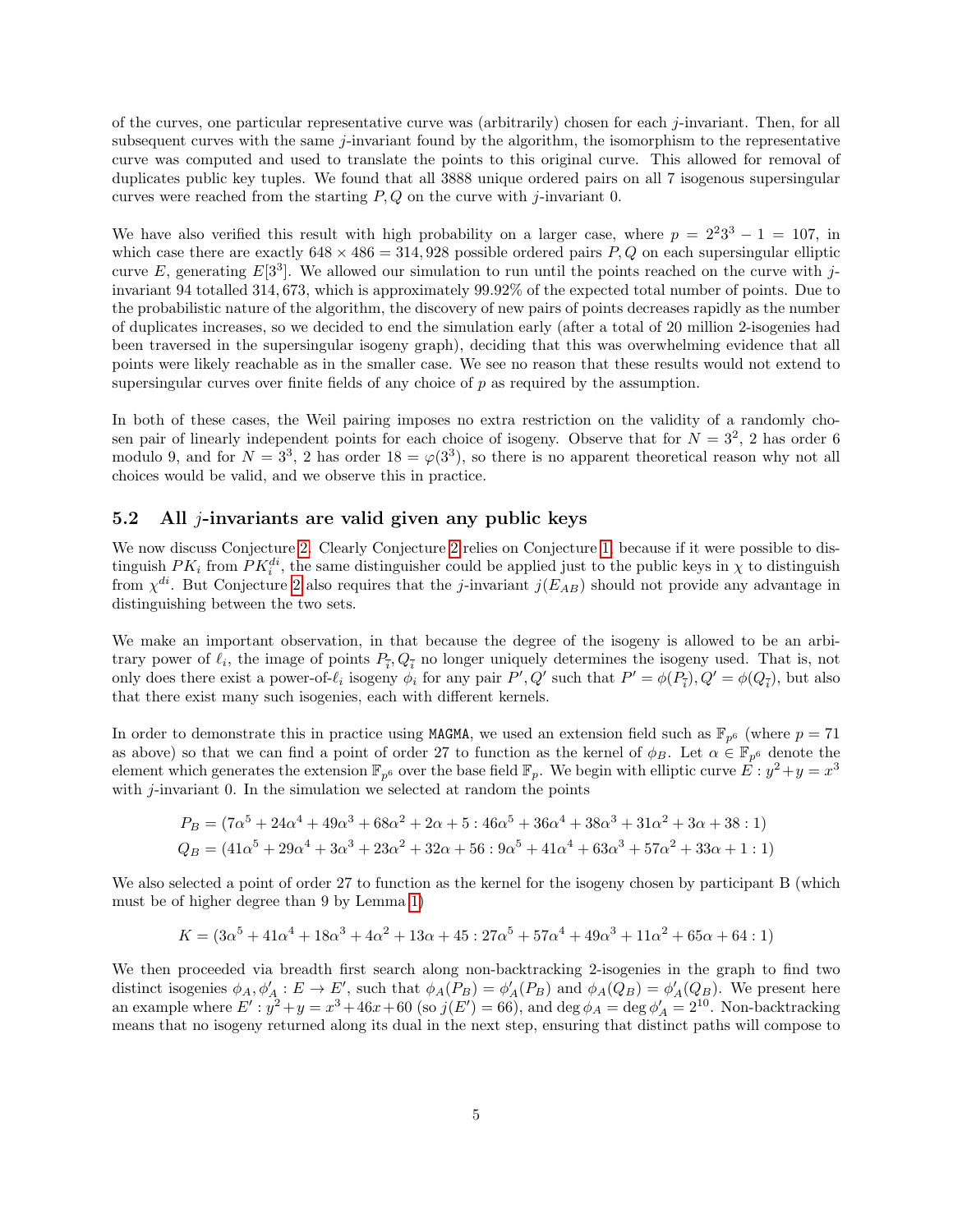of the curves, one particular representative curve was (arbitrarily) chosen for each $j$-invariant. Then, for all subsequent curves with the same $j$-invariant found by the algorithm, the isomorphism to the representative curve was computed and used to translate the points to this original curve. This allowed for removal of duplicates public key tuples. We found that all 3888 unique ordered pairs on all 7 isogenous supersingular curves were reached from the starting $P, Q$ on the curve with $j$-invariant 0.

We have also verified this result with high probability on a larger case, where $p = 2^2 3^3 - 1 = 107$, in which case there are exactly $648 \times 486 = 314{,}928$ possible ordered pairs $P, Q$ on each supersingular elliptic curve $E$, generating $E[3^3]$. We allowed our simulation to run until the points reached on the curve with $j$-invariant 94 totalled $314{,}673$, which is approximately 99.92% of the expected total number of points. Due to the probabilistic nature of the algorithm, the discovery of new pairs of points decreases rapidly as the number of duplicates increases, so we decided to end the simulation early (after a total of 20 million 2-isogenies had been traversed in the supersingular isogeny graph), deciding that this was overwhelming evidence that all points were likely reachable as in the smaller case. We see no reason that these results would not extend to supersingular curves over finite fields of any choice of $p$ as required by the assumption.

In both of these cases, the Weil pairing imposes no extra restriction on the validity of a randomly chosen pair of linearly independent points for each choice of isogeny. Observe that for $N = 3^2$, 2 has order 6 modulo 9, and for $N = 3^3$, 2 has order $18 = \varphi(3^3)$, so there is no apparent theoretical reason why not all choices would be valid, and we observe this in practice.

## 5.2 All $j$-invariants are valid given any public keys

We now discuss Conjecture 2. Clearly Conjecture 2 relies on Conjecture 1, because if it were possible to distinguish $PK_i$ from $PK_i^{d_i}$, the same distinguisher could be applied just to the public keys in $\chi$ to distinguish from $\chi^{d_i}$. But Conjecture 2 also requires that the $j$-invariant $j(E_{AB})$ should not provide any advantage in distinguishing between the two sets.

We make an important observation, in that because the degree of the isogeny is allowed to be an arbitrary power of $\ell_i$, the image of points $P_{\bar{i}}, Q_{\bar{i}}$ no longer uniquely determines the isogeny used. That is, not only does there exist a power-of-$\ell_i$ isogeny $\phi_i$ for any pair $P', Q'$ such that $P' = \phi(P_{\bar{i}}), Q' = \phi(Q_{\bar{i}})$, but also that there exist many such isogenies, each with different kernels.

In order to demonstrate this in practice using `MAGMA`, we used an extension field such as $\mathbb{F}_{p^6}$ (where $p = 71$ as above) so that we can find a point of order 27 to function as the kernel of $\phi_B$. Let $\alpha \in \mathbb{F}_{p^6}$ denote the element which generates the extension $\mathbb{F}_{p^6}$ over the base field $\mathbb{F}_p$. We begin with elliptic curve $E : y^2 + y = x^3$ with $j$-invariant 0. In the simulation we selected at random the points

$$P_B = (7\alpha^5 + 24\alpha^4 + 49\alpha^3 + 68\alpha^2 + 2\alpha + 5 : 46\alpha^5 + 36\alpha^4 + 38\alpha^3 + 31\alpha^2 + 3\alpha + 38 : 1)$$
$$Q_B = (41\alpha^5 + 29\alpha^4 + 3\alpha^3 + 23\alpha^2 + 32\alpha + 56 : 9\alpha^5 + 41\alpha^4 + 63\alpha^3 + 57\alpha^2 + 33\alpha + 1 : 1)$$

We also selected a point of order 27 to function as the kernel for the isogeny chosen by participant B (which must be of higher degree than 9 by Lemma 1)

$$K = (3\alpha^5 + 41\alpha^4 + 18\alpha^3 + 4\alpha^2 + 13\alpha + 45 : 27\alpha^5 + 57\alpha^4 + 49\alpha^3 + 11\alpha^2 + 65\alpha + 64 : 1)$$

We then proceeded via breadth first search along non-backtracking 2-isogenies in the graph to find two distinct isogenies $\phi_A, \phi'_A : E \to E'$, such that $\phi_A(P_B) = \phi'_A(P_B)$ and $\phi_A(Q_B) = \phi'_A(Q_B)$. We present here an example where $E' : y^2 + y = x^3 + 46x + 60$ (so $j(E') = 66$), and $\deg \phi_A = \deg \phi'_A = 2^{10}$. Non-backtracking means that no isogeny returned along its dual in the next step, ensuring that distinct paths will compose to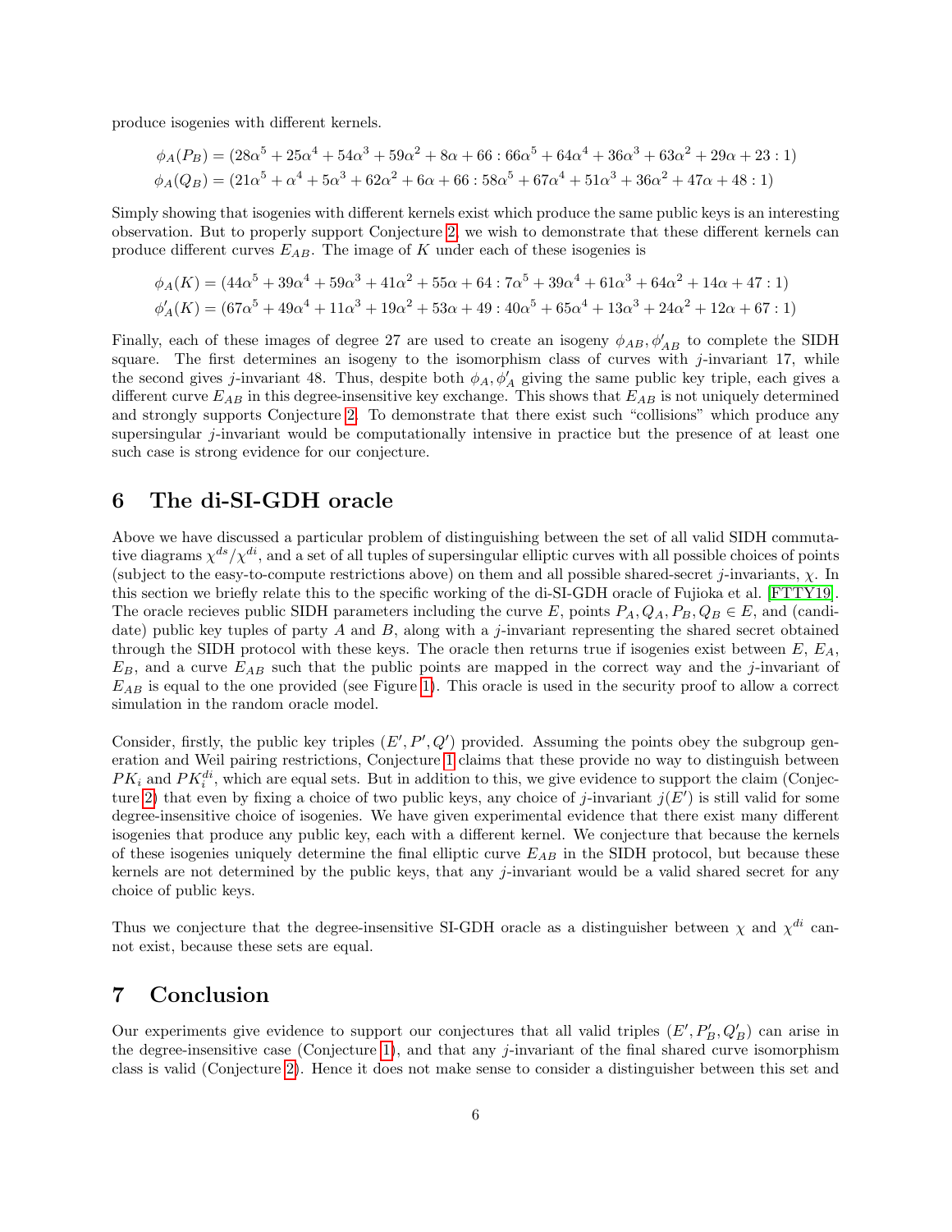produce isogenies with different kernels.

$$\phi_A(P_B) = (28\alpha^5 + 25\alpha^4 + 54\alpha^3 + 59\alpha^2 + 8\alpha + 66 : 66\alpha^5 + 64\alpha^4 + 36\alpha^3 + 63\alpha^2 + 29\alpha + 23 : 1)$$
$$\phi_A(Q_B) = (21\alpha^5 + \alpha^4 + 5\alpha^3 + 62\alpha^2 + 6\alpha + 66 : 58\alpha^5 + 67\alpha^4 + 51\alpha^3 + 36\alpha^2 + 47\alpha + 48 : 1)$$

Simply showing that isogenies with different kernels exist which produce the same public keys is an interesting observation. But to properly support Conjecture 2, we wish to demonstrate that these different kernels can produce different curves $E_{AB}$. The image of $K$ under each of these isogenies is

$$\phi_A(K) = (44\alpha^5 + 39\alpha^4 + 59\alpha^3 + 41\alpha^2 + 55\alpha + 64 : 7\alpha^5 + 39\alpha^4 + 61\alpha^3 + 64\alpha^2 + 14\alpha + 47 : 1)$$
$$\phi'_A(K) = (67\alpha^5 + 49\alpha^4 + 11\alpha^3 + 19\alpha^2 + 53\alpha + 49 : 40\alpha^5 + 65\alpha^4 + 13\alpha^3 + 24\alpha^2 + 12\alpha + 67 : 1)$$

Finally, each of these images of degree 27 are used to create an isogeny $\phi_{AB}, \phi'_{AB}$ to complete the SIDH square. The first determines an isogeny to the isomorphism class of curves with $j$-invariant 17, while the second gives $j$-invariant 48. Thus, despite both $\phi_A, \phi'_A$ giving the same public key triple, each gives a different curve $E_{AB}$ in this degree-insensitive key exchange. This shows that $E_{AB}$ is not uniquely determined and strongly supports Conjecture 2. To demonstrate that there exist such "collisions" which produce any supersingular $j$-invariant would be computationally intensive in practice but the presence of at least one such case is strong evidence for our conjecture.

## 6 The di-SI-GDH oracle

Above we have discussed a particular problem of distinguishing between the set of all valid SIDH commutative diagrams $\chi^{ds}/\chi^{di}$, and a set of all tuples of supersingular elliptic curves with all possible choices of points (subject to the easy-to-compute restrictions above) on them and all possible shared-secret $j$-invariants, $\chi$. In this section we briefly relate this to the specific working of the di-SI-GDH oracle of Fujioka et al. [FTTY19]. The oracle recieves public SIDH parameters including the curve $E$, points $P_A, Q_A, P_B, Q_B \in E$, and (candidate) public key tuples of party $A$ and $B$, along with a $j$-invariant representing the shared secret obtained through the SIDH protocol with these keys. The oracle then returns true if isogenies exist between $E$, $E_A$, $E_B$, and a curve $E_{AB}$ such that the public points are mapped in the correct way and the $j$-invariant of $E_{AB}$ is equal to the one provided (see Figure 1). This oracle is used in the security proof to allow a correct simulation in the random oracle model.

Consider, firstly, the public key triples $(E', P', Q')$ provided. Assuming the points obey the subgroup generation and Weil pairing restrictions, Conjecture 1 claims that these provide no way to distinguish between $PK_i$ and $PK_i^{di}$, which are equal sets. But in addition to this, we give evidence to support the claim (Conjecture 2) that even by fixing a choice of two public keys, any choice of $j$-invariant $j(E')$ is still valid for some degree-insensitive choice of isogenies. We have given experimental evidence that there exist many different isogenies that produce any public key, each with a different kernel. We conjecture that because the kernels of these isogenies uniquely determine the final elliptic curve $E_{AB}$ in the SIDH protocol, but because these kernels are not determined by the public keys, that any $j$-invariant would be a valid shared secret for any choice of public keys.

Thus we conjecture that the degree-insensitive SI-GDH oracle as a distinguisher between $\chi$ and $\chi^{di}$ cannot exist, because these sets are equal.

## 7 Conclusion

Our experiments give evidence to support our conjectures that all valid triples $(E', P'_B, Q'_B)$ can arise in the degree-insensitive case (Conjecture 1), and that any $j$-invariant of the final shared curve isomorphism class is valid (Conjecture 2). Hence it does not make sense to consider a distinguisher between this set and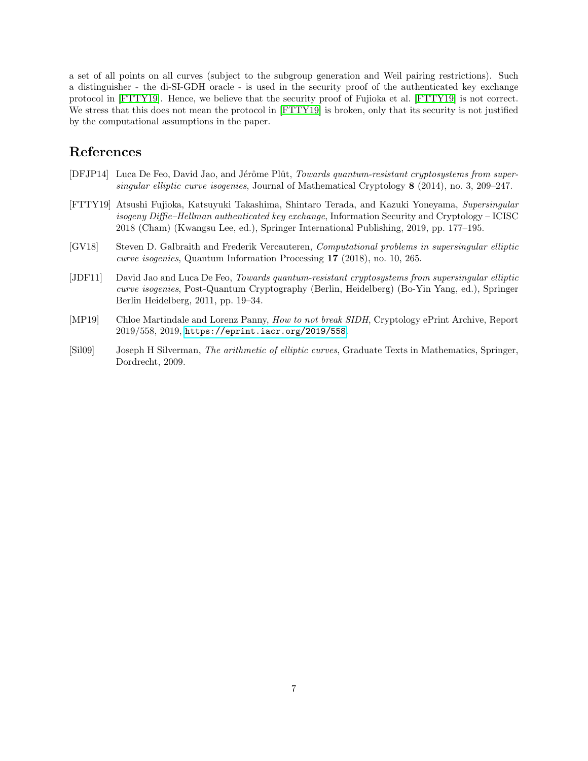a set of all points on all curves (subject to the subgroup generation and Weil pairing restrictions). Such a distinguisher - the di-SI-GDH oracle - is used in the security proof of the authenticated key exchange protocol in [FTTY19]. Hence, we believe that the security proof of Fujioka et al. [FTTY19] is not correct. We stress that this does not mean the protocol in [FTTY19] is broken, only that its security is not justified by the computational assumptions in the paper.

## References

[DFJP14] Luca De Feo, David Jao, and Jérôme Plût, *Towards quantum-resistant cryptosystems from supersingular elliptic curve isogenies*, Journal of Mathematical Cryptology **8** (2014), no. 3, 209–247.

[FTTY19] Atsushi Fujioka, Katsuyuki Takashima, Shintaro Terada, and Kazuki Yoneyama, *Supersingular isogeny Diffie–Hellman authenticated key exchange*, Information Security and Cryptology – ICISC 2018 (Cham) (Kwangsu Lee, ed.), Springer International Publishing, 2019, pp. 177–195.

[GV18] Steven D. Galbraith and Frederik Vercauteren, *Computational problems in supersingular elliptic curve isogenies*, Quantum Information Processing **17** (2018), no. 10, 265.

[JDF11] David Jao and Luca De Feo, *Towards quantum-resistant cryptosystems from supersingular elliptic curve isogenies*, Post-Quantum Cryptography (Berlin, Heidelberg) (Bo-Yin Yang, ed.), Springer Berlin Heidelberg, 2011, pp. 19–34.

[MP19] Chloe Martindale and Lorenz Panny, *How to not break SIDH*, Cryptology ePrint Archive, Report 2019/558, 2019, https://eprint.iacr.org/2019/558.

[Sil09] Joseph H Silverman, *The arithmetic of elliptic curves*, Graduate Texts in Mathematics, Springer, Dordrecht, 2009.